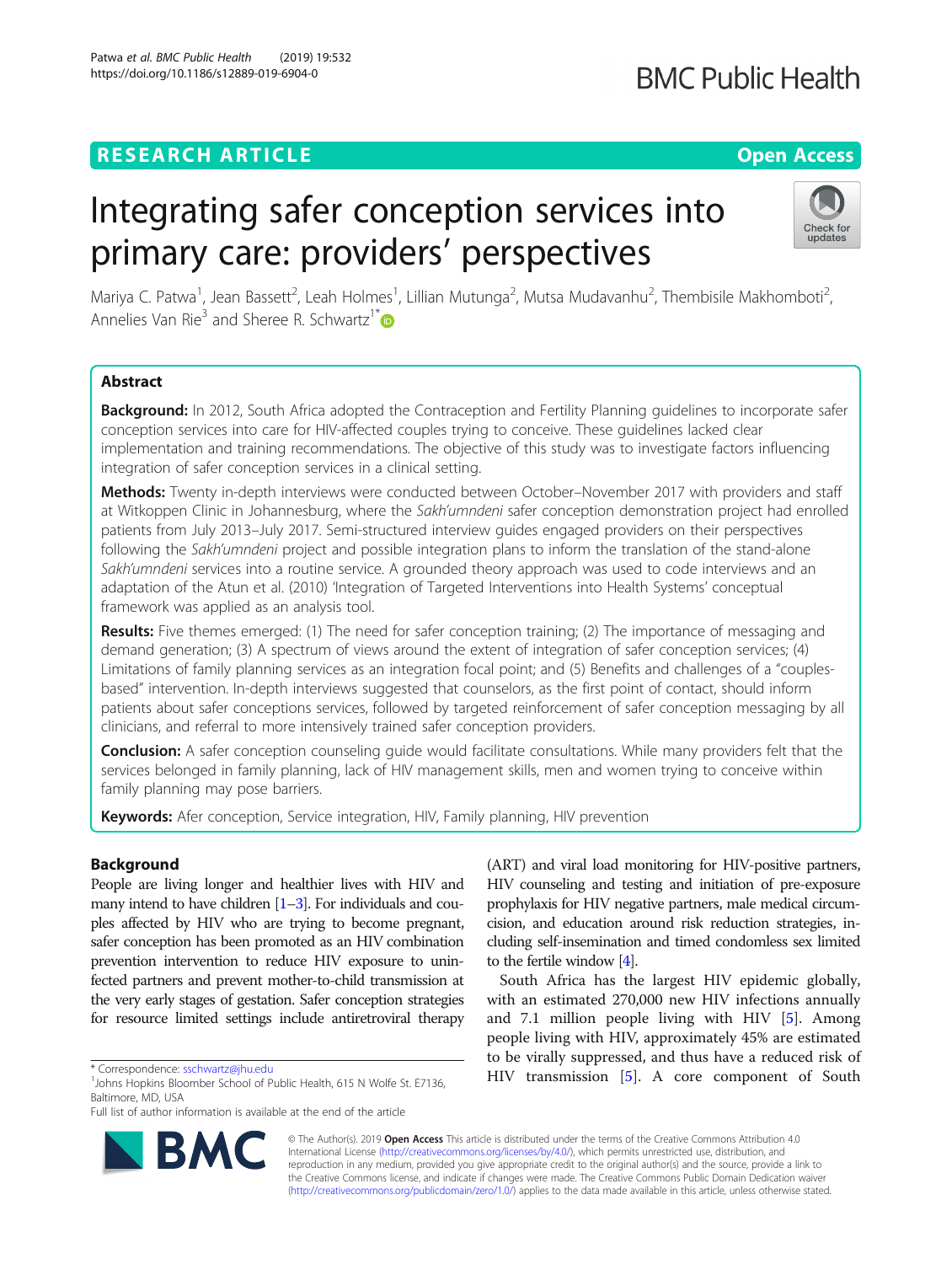# RESEARCH ARTICLE

# Integrating safer conception services into primary care: providers' perspectives

Mariya C. Patwa[1], Jean Bassett[2], Leah Holmes[1], Lillian Mutunga[2], Mutsa Mudavanhu[2], Thembisile Makhomboti[2], Annelies Van Rie[3] and Sheree R. Schwartz[1*]

## Abstract

**Background:** In 2012, South Africa adopted the Contraception and Fertility Planning guidelines to incorporate safer conception services into care for HIV-affected couples trying to conceive. These guidelines lacked clear implementation and training recommendations. The objective of this study was to investigate factors influencing integration of safer conception services in a clinical setting.

**Methods:** Twenty in-depth interviews were conducted between October–November 2017 with providers and staff at Witkoppen Clinic in Johannesburg, where the *Sakh'umndeni* safer conception demonstration project had enrolled patients from July 2013–July 2017. Semi-structured interview guides engaged providers on their perspectives following the *Sakh'umndeni* project and possible integration plans to inform the translation of the stand-alone *Sakh'umndeni* services into a routine service. A grounded theory approach was used to code interviews and an adaptation of the Atun et al. (2010) 'Integration of Targeted Interventions into Health Systems' conceptual framework was applied as an analysis tool.

**Results:** Five themes emerged: (1) The need for safer conception training; (2) The importance of messaging and demand generation; (3) A spectrum of views around the extent of integration of safer conception services; (4) Limitations of family planning services as an integration focal point; and (5) Benefits and challenges of a "couples-based" intervention. In-depth interviews suggested that counselors, as the first point of contact, should inform patients about safer conceptions services, followed by targeted reinforcement of safer conception messaging by all clinicians, and referral to more intensively trained safer conception providers.

**Conclusion:** A safer conception counseling guide would facilitate consultations. While many providers felt that the services belonged in family planning, lack of HIV management skills, men and women trying to conceive within family planning may pose barriers.

**Keywords:** Afer conception, Service integration, HIV, Family planning, HIV prevention

## Background

People are living longer and healthier lives with HIV and many intend to have children [1–3]. For individuals and couples affected by HIV who are trying to become pregnant, safer conception has been promoted as an HIV combination prevention intervention to reduce HIV exposure to uninfected partners and prevent mother-to-child transmission at the very early stages of gestation. Safer conception strategies for resource limited settings include antiretroviral therapy (ART) and viral load monitoring for HIV-positive partners, HIV counseling and testing and initiation of pre-exposure prophylaxis for HIV negative partners, male medical circumcision, and education around risk reduction strategies, including self-insemination and timed condomless sex limited to the fertile window [4].

South Africa has the largest HIV epidemic globally, with an estimated 270,000 new HIV infections annually and 7.1 million people living with HIV [5]. Among people living with HIV, approximately 45% are estimated to be virally suppressed, and thus have a reduced risk of HIV transmission [5]. A core component of South

\* Correspondence: sschwartz@jhu.edu
[1]Johns Hopkins Bloomber School of Public Health, 615 N Wolfe St. E7136, Baltimore, MD, USA
Full list of author information is available at the end of the article

© The Author(s). 2019 **Open Access** This article is distributed under the terms of the Creative Commons Attribution 4.0 International License (http://creativecommons.org/licenses/by/4.0/), which permits unrestricted use, distribution, and reproduction in any medium, provided you give appropriate credit to the original author(s) and the source, provide a link to the Creative Commons license, and indicate if changes were made. The Creative Commons Public Domain Dedication waiver (http://creativecommons.org/publicdomain/zero/1.0/) applies to the data made available in this article, unless otherwise stated.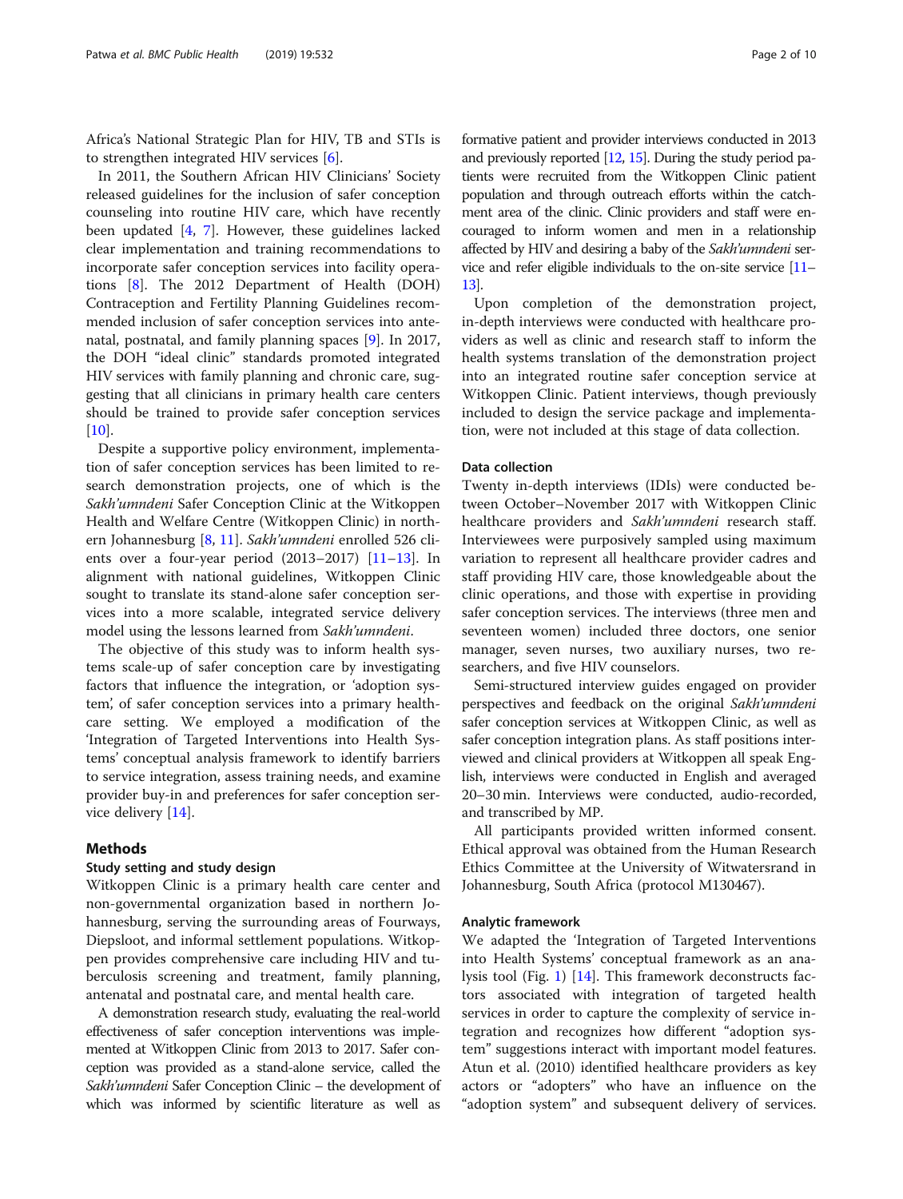Africa's National Strategic Plan for HIV, TB and STIs is to strengthen integrated HIV services [6].

In 2011, the Southern African HIV Clinicians' Society released guidelines for the inclusion of safer conception counseling into routine HIV care, which have recently been updated [4, 7]. However, these guidelines lacked clear implementation and training recommendations to incorporate safer conception services into facility operations [8]. The 2012 Department of Health (DOH) Contraception and Fertility Planning Guidelines recommended inclusion of safer conception services into antenatal, postnatal, and family planning spaces [9]. In 2017, the DOH "ideal clinic" standards promoted integrated HIV services with family planning and chronic care, suggesting that all clinicians in primary health care centers should be trained to provide safer conception services [10].

Despite a supportive policy environment, implementation of safer conception services has been limited to research demonstration projects, one of which is the *Sakh'umndeni* Safer Conception Clinic at the Witkoppen Health and Welfare Centre (Witkoppen Clinic) in northern Johannesburg [8, 11]. *Sakh'umndeni* enrolled 526 clients over a four-year period (2013–2017) [11–13]. In alignment with national guidelines, Witkoppen Clinic sought to translate its stand-alone safer conception services into a more scalable, integrated service delivery model using the lessons learned from *Sakh'umndeni*.

The objective of this study was to inform health systems scale-up of safer conception care by investigating factors that influence the integration, or 'adoption system', of safer conception services into a primary healthcare setting. We employed a modification of the 'Integration of Targeted Interventions into Health Systems' conceptual analysis framework to identify barriers to service integration, assess training needs, and examine provider buy-in and preferences for safer conception service delivery [14].

## Methods

### Study setting and study design

Witkoppen Clinic is a primary health care center and non-governmental organization based in northern Johannesburg, serving the surrounding areas of Fourways, Diepsloot, and informal settlement populations. Witkoppen provides comprehensive care including HIV and tuberculosis screening and treatment, family planning, antenatal and postnatal care, and mental health care.

A demonstration research study, evaluating the real-world effectiveness of safer conception interventions was implemented at Witkoppen Clinic from 2013 to 2017. Safer conception was provided as a stand-alone service, called the *Sakh'umndeni* Safer Conception Clinic – the development of which was informed by scientific literature as well as formative patient and provider interviews conducted in 2013 and previously reported [12, 15]. During the study period patients were recruited from the Witkoppen Clinic patient population and through outreach efforts within the catchment area of the clinic. Clinic providers and staff were encouraged to inform women and men in a relationship affected by HIV and desiring a baby of the *Sakh'umndeni* service and refer eligible individuals to the on-site service [11–13].

Upon completion of the demonstration project, in-depth interviews were conducted with healthcare providers as well as clinic and research staff to inform the health systems translation of the demonstration project into an integrated routine safer conception service at Witkoppen Clinic. Patient interviews, though previously included to design the service package and implementation, were not included at this stage of data collection.

### Data collection

Twenty in-depth interviews (IDIs) were conducted between October–November 2017 with Witkoppen Clinic healthcare providers and *Sakh'umndeni* research staff. Interviewees were purposively sampled using maximum variation to represent all healthcare provider cadres and staff providing HIV care, those knowledgeable about the clinic operations, and those with expertise in providing safer conception services. The interviews (three men and seventeen women) included three doctors, one senior manager, seven nurses, two auxiliary nurses, two researchers, and five HIV counselors.

Semi-structured interview guides engaged on provider perspectives and feedback on the original *Sakh'umndeni* safer conception services at Witkoppen Clinic, as well as safer conception integration plans. As staff positions interviewed and clinical providers at Witkoppen all speak English, interviews were conducted in English and averaged 20–30 min. Interviews were conducted, audio-recorded, and transcribed by MP.

All participants provided written informed consent. Ethical approval was obtained from the Human Research Ethics Committee at the University of Witwatersrand in Johannesburg, South Africa (protocol M130467).

### Analytic framework

We adapted the 'Integration of Targeted Interventions into Health Systems' conceptual framework as an analysis tool (Fig. 1) [14]. This framework deconstructs factors associated with integration of targeted health services in order to capture the complexity of service integration and recognizes how different "adoption system" suggestions interact with important model features. Atun et al. (2010) identified healthcare providers as key actors or "adopters" who have an influence on the "adoption system" and subsequent delivery of services.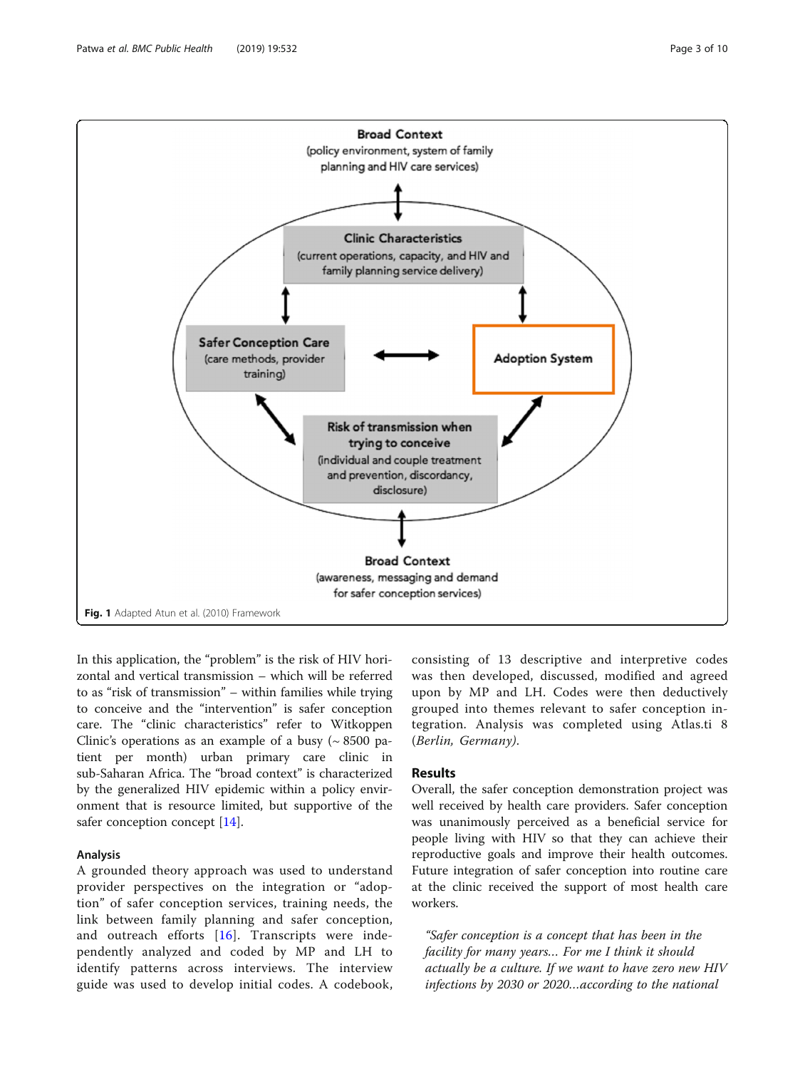Broad Context
(policy environment, system of family planning and HIV care services)

Clinic Characteristics
(current operations, capacity, and HIV and family planning service delivery)

Safer Conception Care
(care methods, provider training)

Adoption System

Risk of transmission when trying to conceive
(individual and couple treatment and prevention, discordancy, disclosure)

Broad Context
(awareness, messaging and demand for safer conception services)

**Fig. 1** Adapted Atun et al. (2010) Framework

In this application, the "problem" is the risk of HIV horizontal and vertical transmission – which will be referred to as "risk of transmission" – within families while trying to conceive and the "intervention" is safer conception care. The "clinic characteristics" refer to Witkoppen Clinic's operations as an example of a busy (~ 8500 patient per month) urban primary care clinic in sub-Saharan Africa. The "broad context" is characterized by the generalized HIV epidemic within a policy environment that is resource limited, but supportive of the safer conception concept [14].

### Analysis

A grounded theory approach was used to understand provider perspectives on the integration or "adoption" of safer conception services, training needs, the link between family planning and safer conception, and outreach efforts [16]. Transcripts were independently analyzed and coded by MP and LH to identify patterns across interviews. The interview guide was used to develop initial codes. A codebook, consisting of 13 descriptive and interpretive codes was then developed, discussed, modified and agreed upon by MP and LH. Codes were then deductively grouped into themes relevant to safer conception integration. Analysis was completed using Atlas.ti 8 (*Berlin, Germany*).

## Results

Overall, the safer conception demonstration project was well received by health care providers. Safer conception was unanimously perceived as a beneficial service for people living with HIV so that they can achieve their reproductive goals and improve their health outcomes. Future integration of safer conception into routine care at the clinic received the support of most health care workers.

> *"Safer conception is a concept that has been in the facility for many years... For me I think it should actually be a culture. If we want to have zero new HIV infections by 2030 or 2020...according to the national*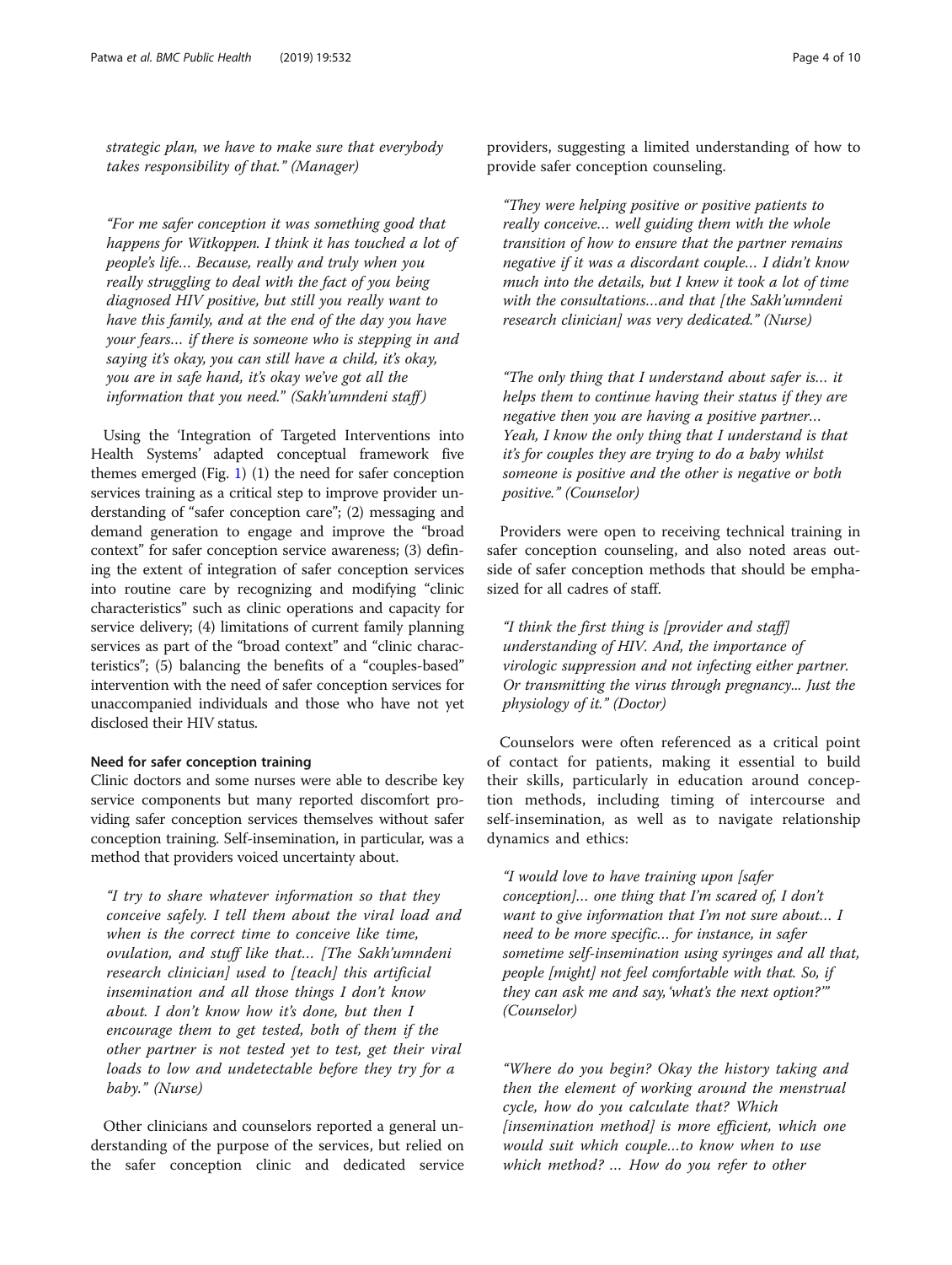*strategic plan, we have to make sure that everybody takes responsibility of that." (Manager)*

*"For me safer conception it was something good that happens for Witkoppen. I think it has touched a lot of people's life… Because, really and truly when you really struggling to deal with the fact of you being diagnosed HIV positive, but still you really want to have this family, and at the end of the day you have your fears… if there is someone who is stepping in and saying it's okay, you can still have a child, it's okay, you are in safe hand, it's okay we've got all the information that you need." (Sakh'umndeni staff)*

Using the 'Integration of Targeted Interventions into Health Systems' adapted conceptual framework five themes emerged (Fig. 1) (1) the need for safer conception services training as a critical step to improve provider understanding of "safer conception care"; (2) messaging and demand generation to engage and improve the "broad context" for safer conception service awareness; (3) defining the extent of integration of safer conception services into routine care by recognizing and modifying "clinic characteristics" such as clinic operations and capacity for service delivery; (4) limitations of current family planning services as part of the "broad context" and "clinic characteristics"; (5) balancing the benefits of a "couples-based" intervention with the need of safer conception services for unaccompanied individuals and those who have not yet disclosed their HIV status.

#### Need for safer conception training

Clinic doctors and some nurses were able to describe key service components but many reported discomfort providing safer conception services themselves without safer conception training. Self-insemination, in particular, was a method that providers voiced uncertainty about.

*"I try to share whatever information so that they conceive safely. I tell them about the viral load and when is the correct time to conceive like time, ovulation, and stuff like that… [The Sakh'umndeni research clinician] used to [teach] this artificial insemination and all those things I don't know about. I don't know how it's done, but then I encourage them to get tested, both of them if the other partner is not tested yet to test, get their viral loads to low and undetectable before they try for a baby." (Nurse)*

Other clinicians and counselors reported a general understanding of the purpose of the services, but relied on the safer conception clinic and dedicated service providers, suggesting a limited understanding of how to provide safer conception counseling.

*"They were helping positive or positive patients to really conceive… well guiding them with the whole transition of how to ensure that the partner remains negative if it was a discordant couple… I didn't know much into the details, but I knew it took a lot of time with the consultations…and that [the Sakh'umndeni research clinician] was very dedicated." (Nurse)*

*"The only thing that I understand about safer is… it helps them to continue having their status if they are negative then you are having a positive partner… Yeah, I know the only thing that I understand is that it's for couples they are trying to do a baby whilst someone is positive and the other is negative or both positive." (Counselor)*

Providers were open to receiving technical training in safer conception counseling, and also noted areas outside of safer conception methods that should be emphasized for all cadres of staff.

*"I think the first thing is [provider and staff] understanding of HIV. And, the importance of virologic suppression and not infecting either partner. Or transmitting the virus through pregnancy... Just the physiology of it." (Doctor)*

Counselors were often referenced as a critical point of contact for patients, making it essential to build their skills, particularly in education around conception methods, including timing of intercourse and self-insemination, as well as to navigate relationship dynamics and ethics:

*"I would love to have training upon [safer conception]… one thing that I'm scared of, I don't want to give information that I'm not sure about… I need to be more specific… for instance, in safer sometime self-insemination using syringes and all that, people [might] not feel comfortable with that. So, if they can ask me and say, 'what's the next option?'" (Counselor)*

*"Where do you begin? Okay the history taking and then the element of working around the menstrual cycle, how do you calculate that? Which [insemination method] is more efficient, which one would suit which couple…to know when to use which method? … How do you refer to other*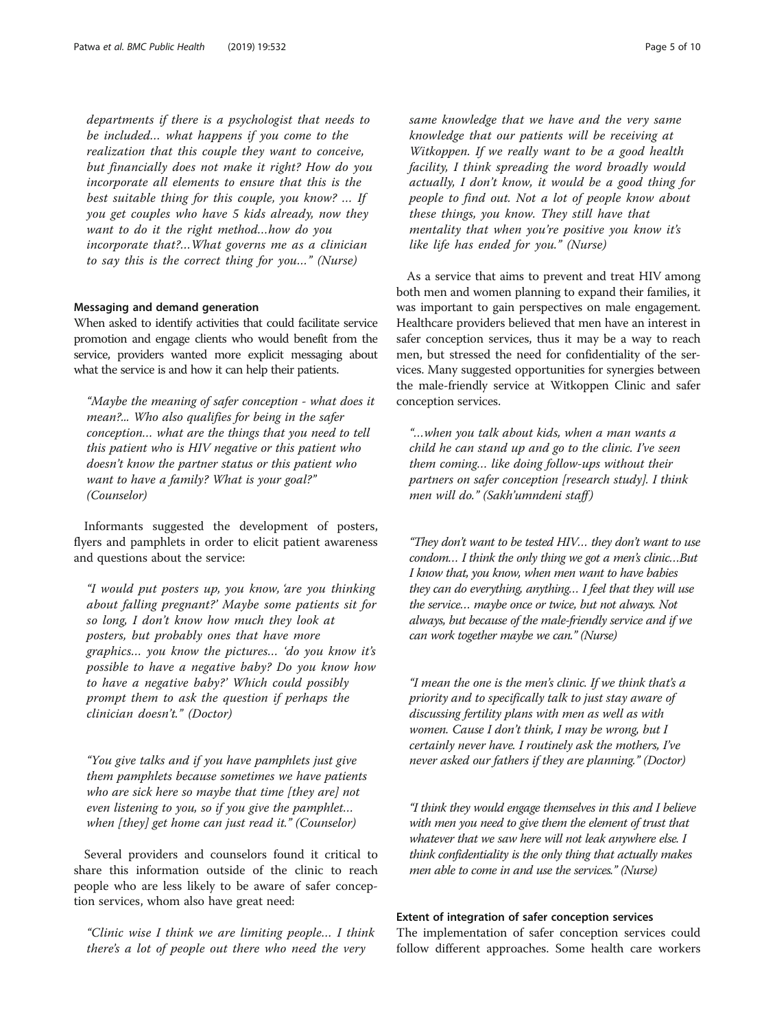*departments if there is a psychologist that needs to be included… what happens if you come to the realization that this couple they want to conceive, but financially does not make it right? How do you incorporate all elements to ensure that this is the best suitable thing for this couple, you know? … If you get couples who have 5 kids already, now they want to do it the right method…how do you incorporate that?…What governs me as a clinician to say this is the correct thing for you…" (Nurse)*

#### Messaging and demand generation

When asked to identify activities that could facilitate service promotion and engage clients who would benefit from the service, providers wanted more explicit messaging about what the service is and how it can help their patients.

> *"Maybe the meaning of safer conception - what does it mean?... Who also qualifies for being in the safer conception… what are the things that you need to tell this patient who is HIV negative or this patient who doesn't know the partner status or this patient who want to have a family? What is your goal?" (Counselor)*

Informants suggested the development of posters, flyers and pamphlets in order to elicit patient awareness and questions about the service:

> *"I would put posters up, you know, 'are you thinking about falling pregnant?' Maybe some patients sit for so long, I don't know how much they look at posters, but probably ones that have more graphics… you know the pictures… 'do you know it's possible to have a negative baby? Do you know how to have a negative baby?' Which could possibly prompt them to ask the question if perhaps the clinician doesn't." (Doctor)*

> *"You give talks and if you have pamphlets just give them pamphlets because sometimes we have patients who are sick here so maybe that time [they are] not even listening to you, so if you give the pamphlet… when [they] get home can just read it." (Counselor)*

Several providers and counselors found it critical to share this information outside of the clinic to reach people who are less likely to be aware of safer conception services, whom also have great need:

> *"Clinic wise I think we are limiting people… I think there's a lot of people out there who need the very same knowledge that we have and the very same knowledge that our patients will be receiving at Witkoppen. If we really want to be a good health facility, I think spreading the word broadly would actually, I don't know, it would be a good thing for people to find out. Not a lot of people know about these things, you know. They still have that mentality that when you're positive you know it's like life has ended for you." (Nurse)*

As a service that aims to prevent and treat HIV among both men and women planning to expand their families, it was important to gain perspectives on male engagement. Healthcare providers believed that men have an interest in safer conception services, thus it may be a way to reach men, but stressed the need for confidentiality of the services. Many suggested opportunities for synergies between the male-friendly service at Witkoppen Clinic and safer conception services.

> *"…when you talk about kids, when a man wants a child he can stand up and go to the clinic. I've seen them coming… like doing follow-ups without their partners on safer conception [research study]. I think men will do." (Sakh'umndeni staff)*

> *"They don't want to be tested HIV… they don't want to use condom… I think the only thing we got a men's clinic…But I know that, you know, when men want to have babies they can do everything, anything… I feel that they will use the service… maybe once or twice, but not always. Not always, but because of the male-friendly service and if we can work together maybe we can." (Nurse)*

> *"I mean the one is the men's clinic. If we think that's a priority and to specifically talk to just stay aware of discussing fertility plans with men as well as with women. Cause I don't think, I may be wrong, but I certainly never have. I routinely ask the mothers, I've never asked our fathers if they are planning." (Doctor)*

> *"I think they would engage themselves in this and I believe with men you need to give them the element of trust that whatever that we saw here will not leak anywhere else. I think confidentiality is the only thing that actually makes men able to come in and use the services." (Nurse)*

#### Extent of integration of safer conception services

The implementation of safer conception services could follow different approaches. Some health care workers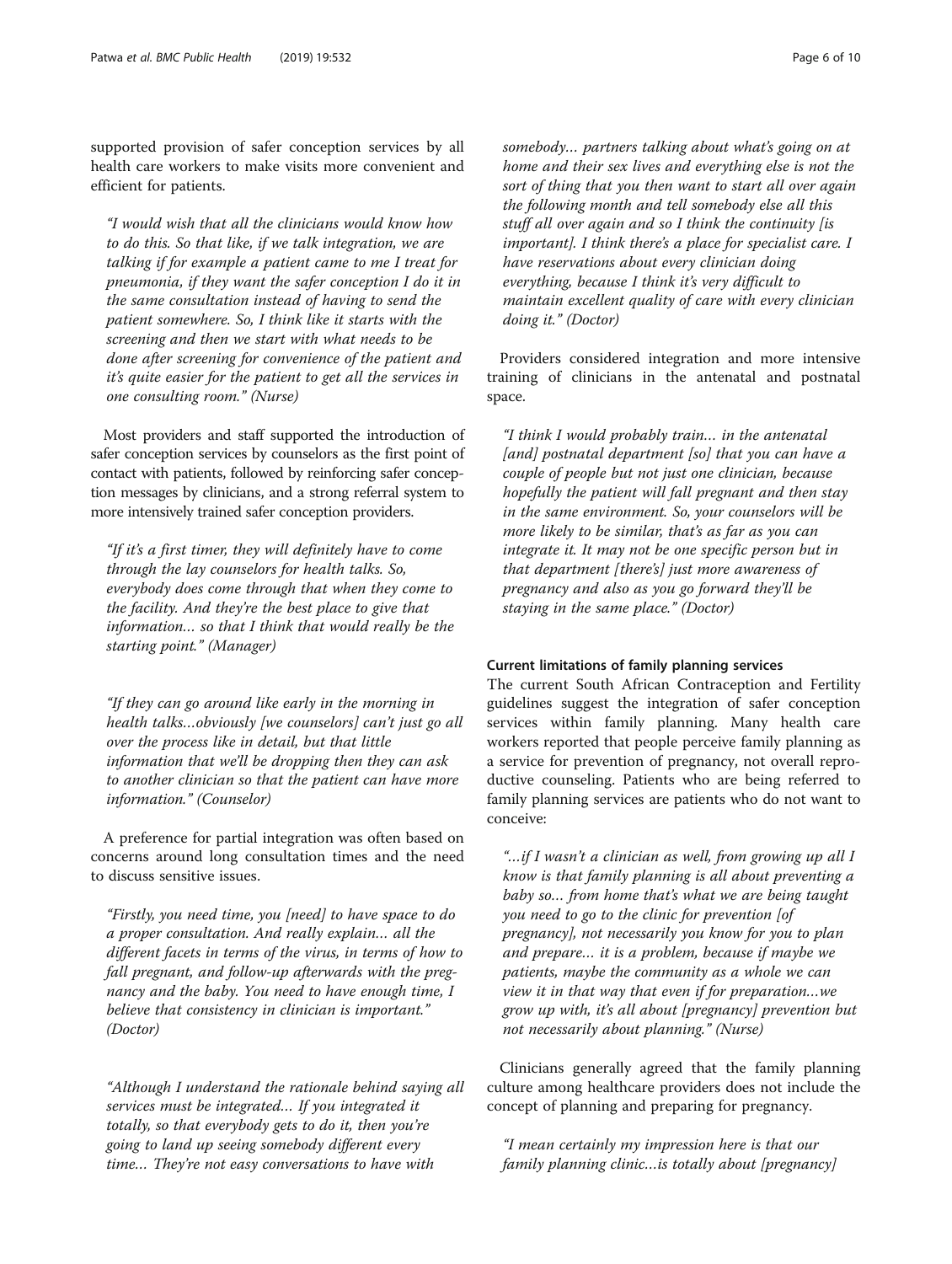supported provision of safer conception services by all health care workers to make visits more convenient and efficient for patients.

> *"I would wish that all the clinicians would know how to do this. So that like, if we talk integration, we are talking if for example a patient came to me I treat for pneumonia, if they want the safer conception I do it in the same consultation instead of having to send the patient somewhere. So, I think like it starts with the screening and then we start with what needs to be done after screening for convenience of the patient and it's quite easier for the patient to get all the services in one consulting room." (Nurse)*

Most providers and staff supported the introduction of safer conception services by counselors as the first point of contact with patients, followed by reinforcing safer conception messages by clinicians, and a strong referral system to more intensively trained safer conception providers.

> *"If it's a first timer, they will definitely have to come through the lay counselors for health talks. So, everybody does come through that when they come to the facility. And they're the best place to give that information… so that I think that would really be the starting point." (Manager)*

> *"If they can go around like early in the morning in health talks…obviously [we counselors] can't just go all over the process like in detail, but that little information that we'll be dropping then they can ask to another clinician so that the patient can have more information." (Counselor)*

A preference for partial integration was often based on concerns around long consultation times and the need to discuss sensitive issues.

> *"Firstly, you need time, you [need] to have space to do a proper consultation. And really explain… all the different facets in terms of the virus, in terms of how to fall pregnant, and follow-up afterwards with the pregnancy and the baby. You need to have enough time, I believe that consistency in clinician is important." (Doctor)*

> *"Although I understand the rationale behind saying all services must be integrated… If you integrated it totally, so that everybody gets to do it, then you're going to land up seeing somebody different every time… They're not easy conversations to have with somebody… partners talking about what's going on at home and their sex lives and everything else is not the sort of thing that you then want to start all over again the following month and tell somebody else all this stuff all over again and so I think the continuity [is important]. I think there's a place for specialist care. I have reservations about every clinician doing everything, because I think it's very difficult to maintain excellent quality of care with every clinician doing it." (Doctor)*

Providers considered integration and more intensive training of clinicians in the antenatal and postnatal space.

> *"I think I would probably train… in the antenatal [and] postnatal department [so] that you can have a couple of people but not just one clinician, because hopefully the patient will fall pregnant and then stay in the same environment. So, your counselors will be more likely to be similar, that's as far as you can integrate it. It may not be one specific person but in that department [there's] just more awareness of pregnancy and also as you go forward they'll be staying in the same place." (Doctor)*

#### Current limitations of family planning services

The current South African Contraception and Fertility guidelines suggest the integration of safer conception services within family planning. Many health care workers reported that people perceive family planning as a service for prevention of pregnancy, not overall reproductive counseling. Patients who are being referred to family planning services are patients who do not want to conceive:

> *"…if I wasn't a clinician as well, from growing up all I know is that family planning is all about preventing a baby so… from home that's what we are being taught you need to go to the clinic for prevention [of pregnancy], not necessarily you know for you to plan and prepare… it is a problem, because if maybe we patients, maybe the community as a whole we can view it in that way that even if for preparation…we grow up with, it's all about [pregnancy] prevention but not necessarily about planning." (Nurse)*

Clinicians generally agreed that the family planning culture among healthcare providers does not include the concept of planning and preparing for pregnancy.

> *"I mean certainly my impression here is that our family planning clinic…is totally about [pregnancy]*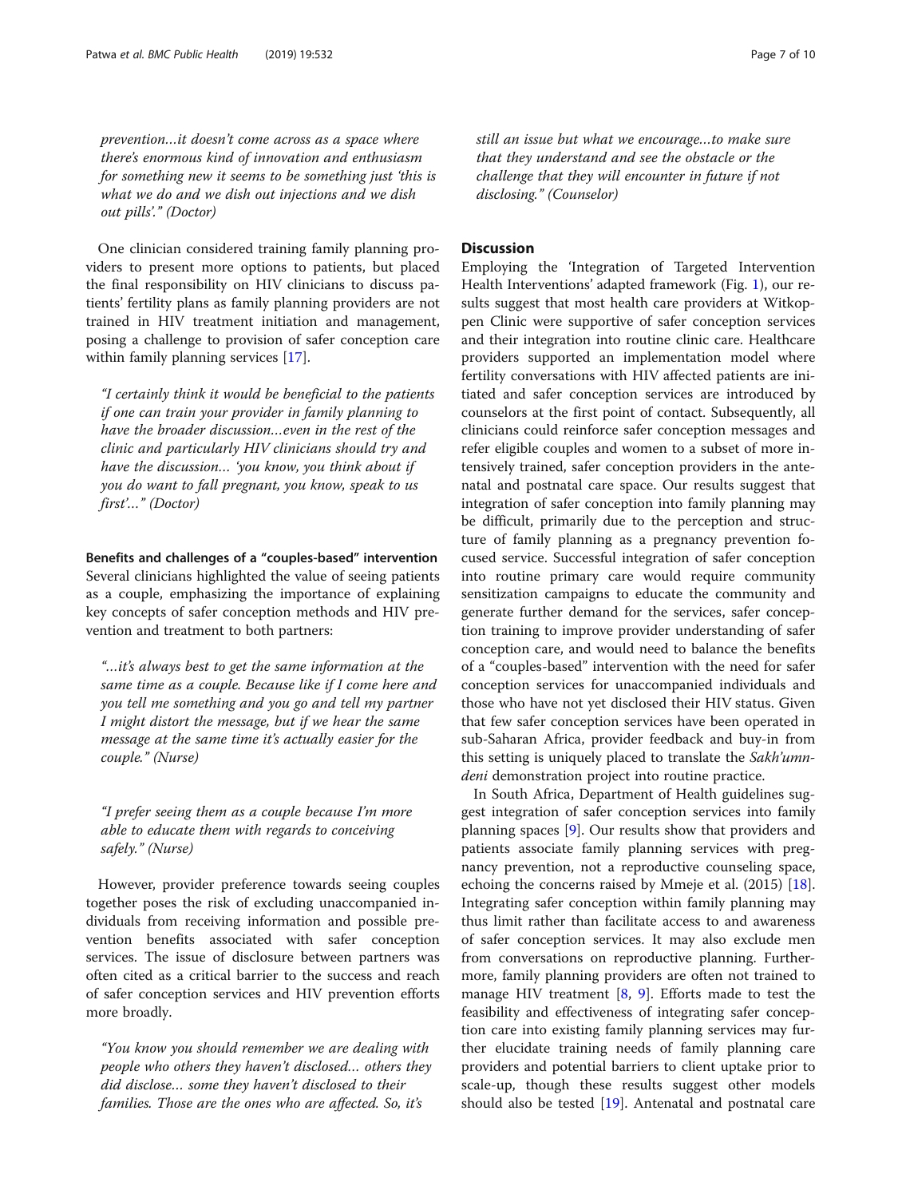*prevention…it doesn't come across as a space where there's enormous kind of innovation and enthusiasm for something new it seems to be something just 'this is what we do and we dish out injections and we dish out pills'." (Doctor)*

One clinician considered training family planning providers to present more options to patients, but placed the final responsibility on HIV clinicians to discuss patients' fertility plans as family planning providers are not trained in HIV treatment initiation and management, posing a challenge to provision of safer conception care within family planning services [17].

*"I certainly think it would be beneficial to the patients if one can train your provider in family planning to have the broader discussion…even in the rest of the clinic and particularly HIV clinicians should try and have the discussion… 'you know, you think about if you do want to fall pregnant, you know, speak to us first'…" (Doctor)*

**Benefits and challenges of a "couples-based" intervention**

Several clinicians highlighted the value of seeing patients as a couple, emphasizing the importance of explaining key concepts of safer conception methods and HIV prevention and treatment to both partners:

*"…it's always best to get the same information at the same time as a couple. Because like if I come here and you tell me something and you go and tell my partner I might distort the message, but if we hear the same message at the same time it's actually easier for the couple." (Nurse)*

*"I prefer seeing them as a couple because I'm more able to educate them with regards to conceiving safely." (Nurse)*

However, provider preference towards seeing couples together poses the risk of excluding unaccompanied individuals from receiving information and possible prevention benefits associated with safer conception services. The issue of disclosure between partners was often cited as a critical barrier to the success and reach of safer conception services and HIV prevention efforts more broadly.

*"You know you should remember we are dealing with people who others they haven't disclosed… others they did disclose… some they haven't disclosed to their families. Those are the ones who are affected. So, it's still an issue but what we encourage…to make sure that they understand and see the obstacle or the challenge that they will encounter in future if not disclosing." (Counselor)*

## Discussion

Employing the 'Integration of Targeted Intervention Health Interventions' adapted framework (Fig. 1), our results suggest that most health care providers at Witkoppen Clinic were supportive of safer conception services and their integration into routine clinic care. Healthcare providers supported an implementation model where fertility conversations with HIV affected patients are initiated and safer conception services are introduced by counselors at the first point of contact. Subsequently, all clinicians could reinforce safer conception messages and refer eligible couples and women to a subset of more intensively trained, safer conception providers in the antenatal and postnatal care space. Our results suggest that integration of safer conception into family planning may be difficult, primarily due to the perception and structure of family planning as a pregnancy prevention focused service. Successful integration of safer conception into routine primary care would require community sensitization campaigns to educate the community and generate further demand for the services, safer conception training to improve provider understanding of safer conception care, and would need to balance the benefits of a "couples-based" intervention with the need for safer conception services for unaccompanied individuals and those who have not yet disclosed their HIV status. Given that few safer conception services have been operated in sub-Saharan Africa, provider feedback and buy-in from this setting is uniquely placed to translate the *Sakh'umndeni* demonstration project into routine practice.

In South Africa, Department of Health guidelines suggest integration of safer conception services into family planning spaces [9]. Our results show that providers and patients associate family planning services with pregnancy prevention, not a reproductive counseling space, echoing the concerns raised by Mmeje et al. (2015) [18]. Integrating safer conception within family planning may thus limit rather than facilitate access to and awareness of safer conception services. It may also exclude men from conversations on reproductive planning. Furthermore, family planning providers are often not trained to manage HIV treatment [8, 9]. Efforts made to test the feasibility and effectiveness of integrating safer conception care into existing family planning services may further elucidate training needs of family planning care providers and potential barriers to client uptake prior to scale-up, though these results suggest other models should also be tested [19]. Antenatal and postnatal care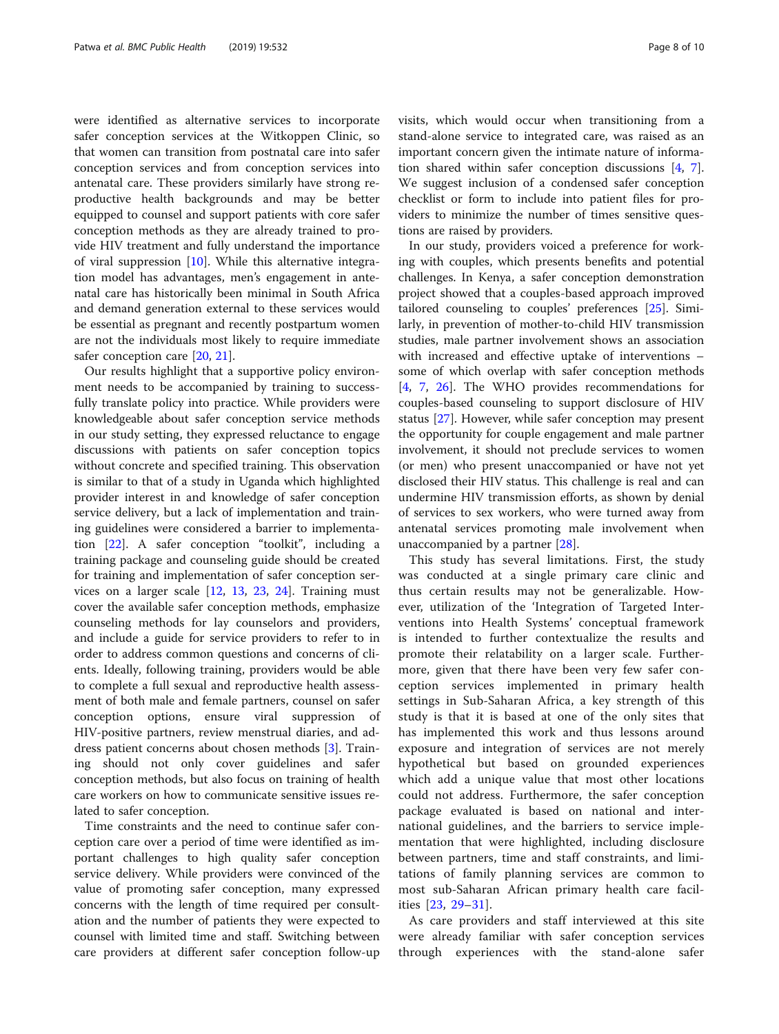were identified as alternative services to incorporate safer conception services at the Witkoppen Clinic, so that women can transition from postnatal care into safer conception services and from conception services into antenatal care. These providers similarly have strong reproductive health backgrounds and may be better equipped to counsel and support patients with core safer conception methods as they are already trained to provide HIV treatment and fully understand the importance of viral suppression [10]. While this alternative integration model has advantages, men's engagement in antenatal care has historically been minimal in South Africa and demand generation external to these services would be essential as pregnant and recently postpartum women are not the individuals most likely to require immediate safer conception care [20, 21].

Our results highlight that a supportive policy environment needs to be accompanied by training to successfully translate policy into practice. While providers were knowledgeable about safer conception service methods in our study setting, they expressed reluctance to engage discussions with patients on safer conception topics without concrete and specified training. This observation is similar to that of a study in Uganda which highlighted provider interest in and knowledge of safer conception service delivery, but a lack of implementation and training guidelines were considered a barrier to implementation [22]. A safer conception "toolkit", including a training package and counseling guide should be created for training and implementation of safer conception services on a larger scale [12, 13, 23, 24]. Training must cover the available safer conception methods, emphasize counseling methods for lay counselors and providers, and include a guide for service providers to refer to in order to address common questions and concerns of clients. Ideally, following training, providers would be able to complete a full sexual and reproductive health assessment of both male and female partners, counsel on safer conception options, ensure viral suppression of HIV-positive partners, review menstrual diaries, and address patient concerns about chosen methods [3]. Training should not only cover guidelines and safer conception methods, but also focus on training of health care workers on how to communicate sensitive issues related to safer conception.

Time constraints and the need to continue safer conception care over a period of time were identified as important challenges to high quality safer conception service delivery. While providers were convinced of the value of promoting safer conception, many expressed concerns with the length of time required per consultation and the number of patients they were expected to counsel with limited time and staff. Switching between care providers at different safer conception follow-up visits, which would occur when transitioning from a stand-alone service to integrated care, was raised as an important concern given the intimate nature of information shared within safer conception discussions [4, 7]. We suggest inclusion of a condensed safer conception checklist or form to include into patient files for providers to minimize the number of times sensitive questions are raised by providers.

In our study, providers voiced a preference for working with couples, which presents benefits and potential challenges. In Kenya, a safer conception demonstration project showed that a couples-based approach improved tailored counseling to couples' preferences [25]. Similarly, in prevention of mother-to-child HIV transmission studies, male partner involvement shows an association with increased and effective uptake of interventions – some of which overlap with safer conception methods [4, 7, 26]. The WHO provides recommendations for couples-based counseling to support disclosure of HIV status [27]. However, while safer conception may present the opportunity for couple engagement and male partner involvement, it should not preclude services to women (or men) who present unaccompanied or have not yet disclosed their HIV status. This challenge is real and can undermine HIV transmission efforts, as shown by denial of services to sex workers, who were turned away from antenatal services promoting male involvement when unaccompanied by a partner [28].

This study has several limitations. First, the study was conducted at a single primary care clinic and thus certain results may not be generalizable. However, utilization of the 'Integration of Targeted Interventions into Health Systems' conceptual framework is intended to further contextualize the results and promote their relatability on a larger scale. Furthermore, given that there have been very few safer conception services implemented in primary health settings in Sub-Saharan Africa, a key strength of this study is that it is based at one of the only sites that has implemented this work and thus lessons around exposure and integration of services are not merely hypothetical but based on grounded experiences which add a unique value that most other locations could not address. Furthermore, the safer conception package evaluated is based on national and international guidelines, and the barriers to service implementation that were highlighted, including disclosure between partners, time and staff constraints, and limitations of family planning services are common to most sub-Saharan African primary health care facilities [23, 29–31].

As care providers and staff interviewed at this site were already familiar with safer conception services through experiences with the stand-alone safer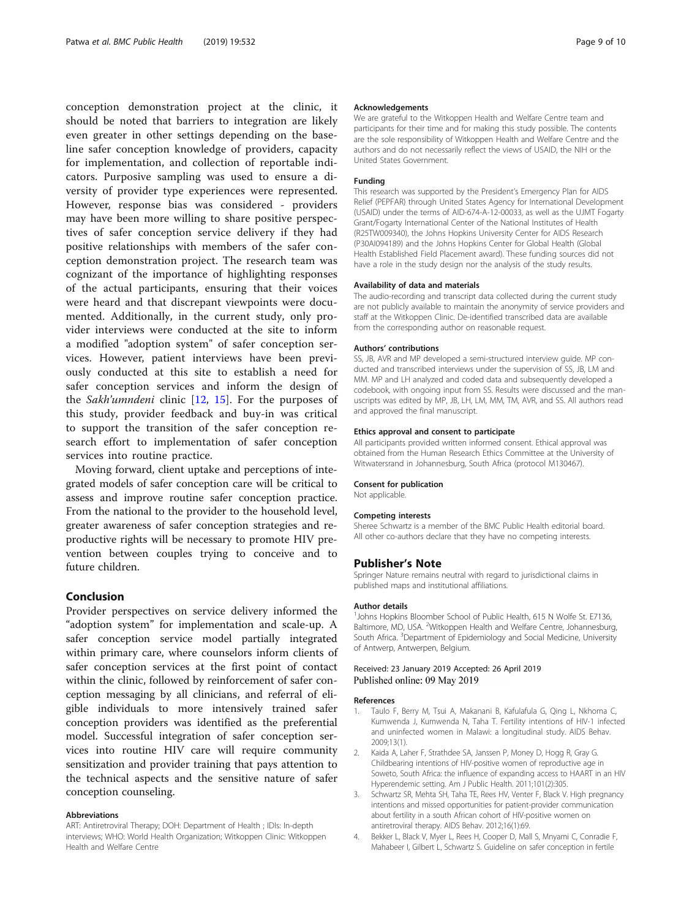conception demonstration project at the clinic, it should be noted that barriers to integration are likely even greater in other settings depending on the baseline safer conception knowledge of providers, capacity for implementation, and collection of reportable indicators. Purposive sampling was used to ensure a diversity of provider type experiences were represented. However, response bias was considered - providers may have been more willing to share positive perspectives of safer conception service delivery if they had positive relationships with members of the safer conception demonstration project. The research team was cognizant of the importance of highlighting responses of the actual participants, ensuring that their voices were heard and that discrepant viewpoints were documented. Additionally, in the current study, only provider interviews were conducted at the site to inform a modified "adoption system" of safer conception services. However, patient interviews have been previously conducted at this site to establish a need for safer conception services and inform the design of the *Sakh'umndeni* clinic [12, 15]. For the purposes of this study, provider feedback and buy-in was critical to support the transition of the safer conception research effort to implementation of safer conception services into routine practice.

Moving forward, client uptake and perceptions of integrated models of safer conception care will be critical to assess and improve routine safer conception practice. From the national to the provider to the household level, greater awareness of safer conception strategies and reproductive rights will be necessary to promote HIV prevention between couples trying to conceive and to future children.

## Conclusion

Provider perspectives on service delivery informed the "adoption system" for implementation and scale-up. A safer conception service model partially integrated within primary care, where counselors inform clients of safer conception services at the first point of contact within the clinic, followed by reinforcement of safer conception messaging by all clinicians, and referral of eligible individuals to more intensively trained safer conception providers was identified as the preferential model. Successful integration of safer conception services into routine HIV care will require community sensitization and provider training that pays attention to the technical aspects and the sensitive nature of safer conception counseling.

### Abbreviations

ART: Antiretroviral Therapy; DOH: Department of Health ; IDIs: In-depth interviews; WHO: World Health Organization; Witkoppen Clinic: Witkoppen Health and Welfare Centre

### Acknowledgements

We are grateful to the Witkoppen Health and Welfare Centre team and participants for their time and for making this study possible. The contents are the sole responsibility of Witkoppen Health and Welfare Centre and the authors and do not necessarily reflect the views of USAID, the NIH or the United States Government.

### Funding

This research was supported by the President's Emergency Plan for AIDS Relief (PEPFAR) through United States Agency for International Development (USAID) under the terms of AID-674-A-12-00033, as well as the UJMT Fogarty Grant/Fogarty International Center of the National Institutes of Health (R25TW009340), the Johns Hopkins University Center for AIDS Research (P30AI094189) and the Johns Hopkins Center for Global Health (Global Health Established Field Placement award). These funding sources did not have a role in the study design nor the analysis of the study results.

### Availability of data and materials

The audio-recording and transcript data collected during the current study are not publicly available to maintain the anonymity of service providers and staff at the Witkoppen Clinic. De-identified transcribed data are available from the corresponding author on reasonable request.

### Authors' contributions

SS, JB, AVR and MP developed a semi-structured interview guide. MP conducted and transcribed interviews under the supervision of SS, JB, LM and MM. MP and LH analyzed and coded data and subsequently developed a codebook, with ongoing input from SS. Results were discussed and the manuscripts was edited by MP, JB, LH, LM, MM, TM, AVR, and SS. All authors read and approved the final manuscript.

### Ethics approval and consent to participate

All participants provided written informed consent. Ethical approval was obtained from the Human Research Ethics Committee at the University of Witwatersrand in Johannesburg, South Africa (protocol M130467).

### Consent for publication

Not applicable.

### Competing interests

Sheree Schwartz is a member of the BMC Public Health editorial board. All other co-authors declare that they have no competing interests.

## Publisher's Note

Springer Nature remains neutral with regard to jurisdictional claims in published maps and institutional affiliations.

### Author details

[1]Johns Hopkins Bloomber School of Public Health, 615 N Wolfe St. E7136, Baltimore, MD, USA. [2]Witkoppen Health and Welfare Centre, Johannesburg, South Africa. [3]Department of Epidemiology and Social Medicine, University of Antwerp, Antwerpen, Belgium.

Received: 23 January 2019 Accepted: 26 April 2019
Published online: 09 May 2019

### References

1. Taulo F, Berry M, Tsui A, Makanani B, Kafulafula G, Qing L, Nkhoma C, Kumwenda J, Kumwenda N, Taha T. Fertility intentions of HIV-1 infected and uninfected women in Malawi: a longitudinal study. AIDS Behav. 2009;13(1).
2. Kaida A, Laher F, Strathdee SA, Janssen P, Money D, Hogg R, Gray G. Childbearing intentions of HIV-positive women of reproductive age in Soweto, South Africa: the influence of expanding access to HAART in an HIV Hyperendemic setting. Am J Public Health. 2011;101(2):305.
3. Schwartz SR, Mehta SH, Taha TE, Rees HV, Venter F, Black V. High pregnancy intentions and missed opportunities for patient-provider communication about fertility in a south African cohort of HIV-positive women on antiretroviral therapy. AIDS Behav. 2012;16(1):69.
4. Bekker L, Black V, Myer L, Rees H, Cooper D, Mall S, Mnyami C, Conradie F, Mahabeer I, Gilbert L, Schwartz S. Guideline on safer conception in fertile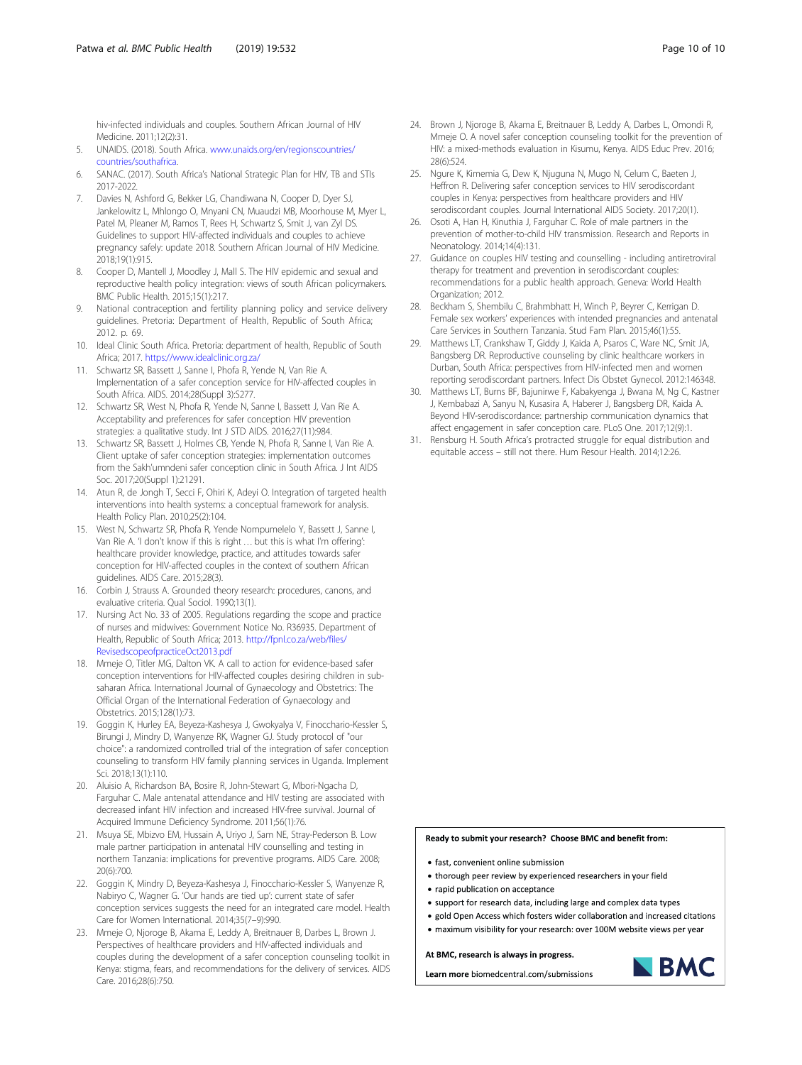hiv-infected individuals and couples. Southern African Journal of HIV Medicine. 2011;12(2):31.

5. UNAIDS. (2018). South Africa. www.unaids.org/en/regionscountries/countries/southafrica.
6. SANAC. (2017). South Africa's National Strategic Plan for HIV, TB and STIs 2017-2022.
7. Davies N, Ashford G, Bekker LG, Chandiwana N, Cooper D, Dyer SJ, Jankelowitz L, Mhlongo O, Mnyani CN, Muaudzi MB, Moorhouse M, Myer L, Patel M, Pleaner M, Ramos T, Rees H, Schwartz S, Smit J, van Zyl DS. Guidelines to support HIV-affected individuals and couples to achieve pregnancy safely: update 2018. Southern African Journal of HIV Medicine. 2018;19(1):915.
8. Cooper D, Mantell J, Moodley J, Mall S. The HIV epidemic and sexual and reproductive health policy integration: views of south African policymakers. BMC Public Health. 2015;15(1):217.
9. National contraception and fertility planning policy and service delivery guidelines. Pretoria: Department of Health, Republic of South Africa; 2012. p. 69.
10. Ideal Clinic South Africa. Pretoria: department of health, Republic of South Africa; 2017. https://www.idealclinic.org.za/
11. Schwartz SR, Bassett J, Sanne I, Phofa R, Yende N, Van Rie A. Implementation of a safer conception service for HIV-affected couples in South Africa. AIDS. 2014;28(Suppl 3):S277.
12. Schwartz SR, West N, Phofa R, Yende N, Sanne I, Bassett J, Van Rie A. Acceptability and preferences for safer conception HIV prevention strategies: a qualitative study. Int J STD AIDS. 2016;27(11):984.
13. Schwartz SR, Bassett J, Holmes CB, Yende N, Phofa R, Sanne I, Van Rie A. Client uptake of safer conception strategies: implementation outcomes from the Sakh'umndeni safer conception clinic in South Africa. J Int AIDS Soc. 2017;20(Suppl 1):21291.
14. Atun R, de Jongh T, Secci F, Ohiri K, Adeyi O. Integration of targeted health interventions into health systems: a conceptual framework for analysis. Health Policy Plan. 2010;25(2):104.
15. West N, Schwartz SR, Phofa R, Yende Nompumelelo Y, Bassett J, Sanne I, Van Rie A. 'I don't know if this is right … but this is what I'm offering': healthcare provider knowledge, practice, and attitudes towards safer conception for HIV-affected couples in the context of southern African guidelines. AIDS Care. 2015;28(3).
16. Corbin J, Strauss A. Grounded theory research: procedures, canons, and evaluative criteria. Qual Sociol. 1990;13(1).
17. Nursing Act No. 33 of 2005. Regulations regarding the scope and practice of nurses and midwives: Government Notice No. R36935. Department of Health, Republic of South Africa; 2013. http://fpnl.co.za/web/files/RevisedscopeofpracticeOct2013.pdf
18. Mmeje O, Titler MG, Dalton VK. A call to action for evidence-based safer conception interventions for HIV-affected couples desiring children in sub-saharan Africa. International Journal of Gynaecology and Obstetrics: The Official Organ of the International Federation of Gynaecology and Obstetrics. 2015;128(1):73.
19. Goggin K, Hurley EA, Beyeza-Kashesya J, Gwokyalya V, Finocchario-Kessler S, Birungi J, Mindry D, Wanyenze RK, Wagner GJ. Study protocol of "our choice": a randomized controlled trial of the integration of safer conception counseling to transform HIV family planning services in Uganda. Implement Sci. 2018;13(1):110.
20. Aluisio A, Richardson BA, Bosire R, John-Stewart G, Mbori-Ngacha D, Farguhar C. Male antenatal attendance and HIV testing are associated with decreased infant HIV infection and increased HIV-free survival. Journal of Acquired Immune Deficiency Syndrome. 2011;56(1):76.
21. Msuya SE, Mbizvo EM, Hussain A, Uriyo J, Sam NE, Stray-Pederson B. Low male partner participation in antenatal HIV counselling and testing in northern Tanzania: implications for preventive programs. AIDS Care. 2008;20(6):700.
22. Goggin K, Mindry D, Beyeza-Kashesya J, Finocchario-Kessler S, Wanyenze R, Nabiryo C, Wagner G. 'Our hands are tied up': current state of safer conception services suggests the need for an integrated care model. Health Care for Women International. 2014;35(7–9):990.
23. Mmeje O, Njoroge B, Akama E, Leddy A, Breitnauer B, Darbes L, Brown J. Perspectives of healthcare providers and HIV-affected individuals and couples during the development of a safer conception counseling toolkit in Kenya: stigma, fears, and recommendations for the delivery of services. AIDS Care. 2016;28(6):750.
24. Brown J, Njoroge B, Akama E, Breitnauer B, Leddy A, Darbes L, Omondi R, Mmeje O. A novel safer conception counseling toolkit for the prevention of HIV: a mixed-methods evaluation in Kisumu, Kenya. AIDS Educ Prev. 2016;28(6):524.
25. Ngure K, Kimemia G, Dew K, Njuguna N, Mugo N, Celum C, Baeten J, Heffron R. Delivering safer conception services to HIV serodiscordant couples in Kenya: perspectives from healthcare providers and HIV serodiscordant couples. Journal International AIDS Society. 2017;20(1).
26. Osoti A, Han H, Kinuthia J, Farguhar C. Role of male partners in the prevention of mother-to-child HIV transmission. Research and Reports in Neonatology. 2014;14(4):131.
27. Guidance on couples HIV testing and counselling - including antiretroviral therapy for treatment and prevention in serodiscordant couples: recommendations for a public health approach. Geneva: World Health Organization; 2012.
28. Beckham S, Shembilu C, Brahmbhatt H, Winch P, Beyrer C, Kerrigan D. Female sex workers' experiences with intended pregnancies and antenatal Care Services in Southern Tanzania. Stud Fam Plan. 2015;46(1):55.
29. Matthews LT, Crankshaw T, Giddy J, Kaida A, Psaros C, Ware NC, Smit JA, Bangsberg DR. Reproductive counseling by clinic healthcare workers in Durban, South Africa: perspectives from HIV-infected men and women reporting serodiscordant partners. Infect Dis Obstet Gynecol. 2012:146348.
30. Matthews LT, Burns BF, Bajunirwe F, Kabakyenga J, Bwana M, Ng C, Kastner J, Kembabazi A, Sanyu N, Kusasira A, Haberer J, Bangsberg DR, Kaida A. Beyond HIV-serodiscordance: partnership communication dynamics that affect engagement in safer conception care. PLoS One. 2017;12(9):1.
31. Rensburg H. South Africa's protracted struggle for equal distribution and equitable access – still not there. Hum Resour Health. 2014;12:26.

**Ready to submit your research? Choose BMC and benefit from:**

- fast, convenient online submission
- thorough peer review by experienced researchers in your field
- rapid publication on acceptance
- support for research data, including large and complex data types
- gold Open Access which fosters wider collaboration and increased citations
- maximum visibility for your research: over 100M website views per year

**At BMC, research is always in progress.**

**Learn more** biomedcentral.com/submissions

BMC